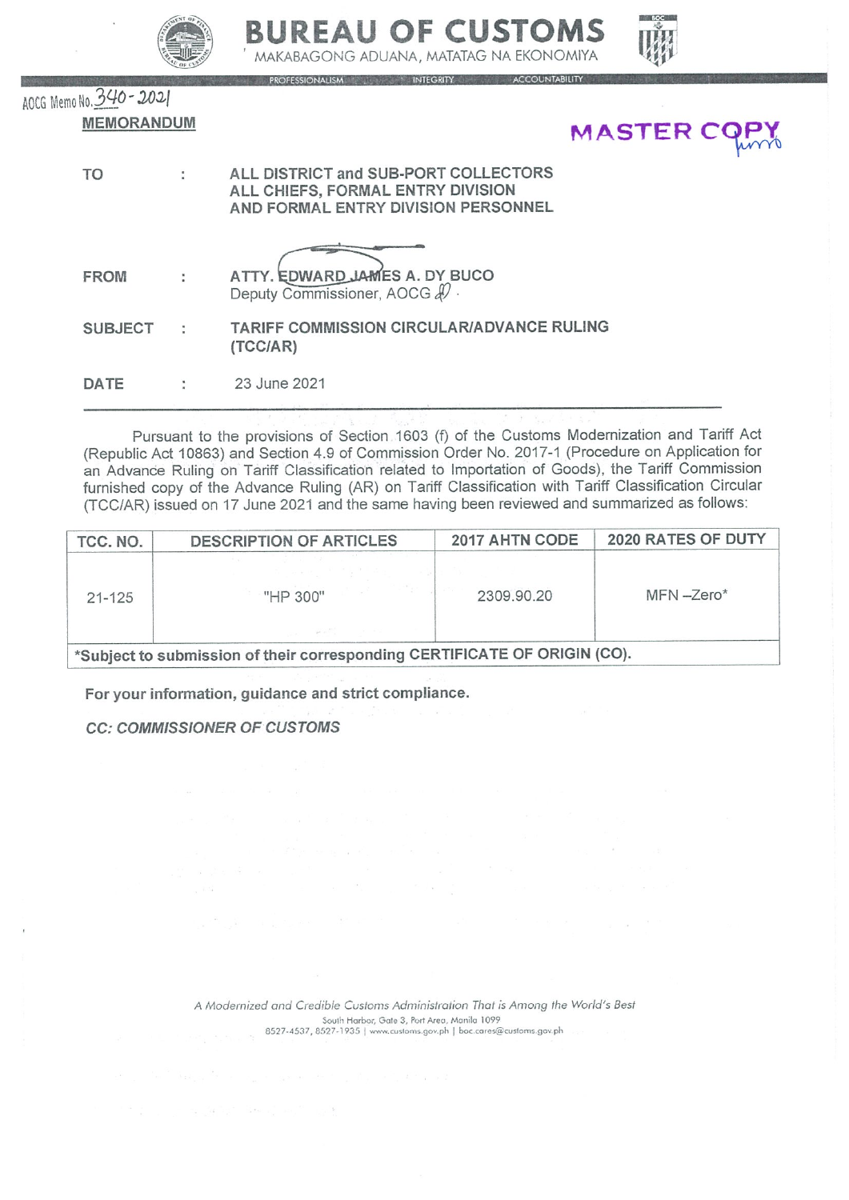# BUREAU OF CUSTOMS

MAKABAGONG ADUANA, MATATAG NA EKONOMIYA

PROFESSIONALISM INTEGRITY ACCOUNTABILITY

AOCG Memo No. 340-2021

**MEMORANDUM**

MASTER COPY

| | | |
|---|---|---|
| **TO** | : | **ALL DISTRICT and SUB-PORT COLLECTORS**<br>**ALL CHIEFS, FORMAL ENTRY DIVISION**<br>**AND FORMAL ENTRY DIVISION PERSONNEL** |
| **FROM** | : | **ATTY. EDWARD JAMES A. DY BUCO**<br>Deputy Commissioner, AOCG |
| **SUBJECT** | : | **TARIFF COMMISSION CIRCULAR/ADVANCE RULING (TCC/AR)** |
| **DATE** | : | 23 June 2021 |

Pursuant to the provisions of Section 1603 (f) of the Customs Modernization and Tariff Act (Republic Act 10863) and Section 4.9 of Commission Order No. 2017-1 (Procedure on Application for an Advance Ruling on Tariff Classification related to Importation of Goods), the Tariff Commission furnished copy of the Advance Ruling (AR) on Tariff Classification with Tariff Classification Circular (TCC/AR) issued on 17 June 2021 and the same having been reviewed and summarized as follows:

| TCC. NO. | DESCRIPTION OF ARTICLES | 2017 AHTN CODE | 2020 RATES OF DUTY |
|---|---|---|---|
| 21-125 | "HP 300" | 2309.90.20 | MFN –Zero* |
| **\*Subject to submission of their corresponding CERTIFICATE OF ORIGIN (CO).** | | | |

**For your information, guidance and strict compliance.**

***CC: COMMISSIONER OF CUSTOMS***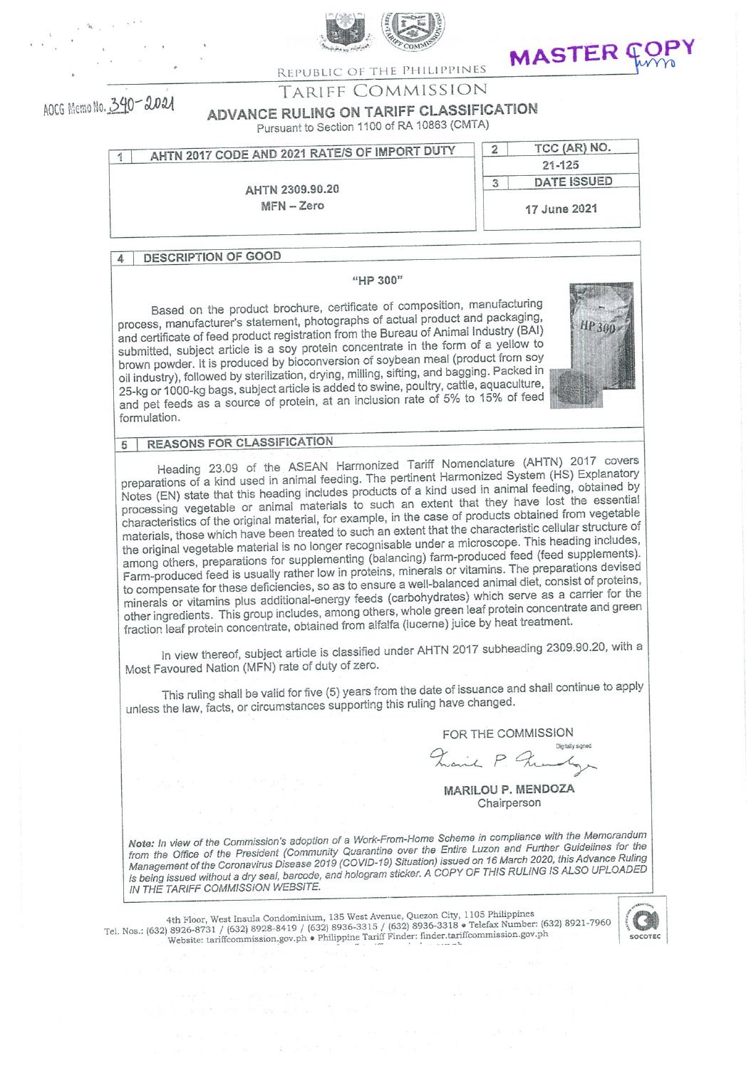REPUBLIC OF THE PHILIPPINES

TARIFF COMMISSION

MASTER COPY

AOCG Memo No. 340-2021

# ADVANCE RULING ON TARIFF CLASSIFICATION

Pursuant to Section 1100 of RA 10863 (CMTA)

| 1 AHTN 2017 CODE AND 2021 RATE/S OF IMPORT DUTY | 2 TCC (AR) NO. |
|---|---|
| AHTN 2309.90.20<br>MFN – Zero | 21-125 |
| | 3 DATE ISSUED |
| | 17 June 2021 |

## 4 DESCRIPTION OF GOOD

**"HP 300"**

Based on the product brochure, certificate of composition, manufacturing process, manufacturer's statement, photographs of actual product and packaging, and certificate of feed product registration from the Bureau of Animal Industry (BAI) submitted, subject article is a soy protein concentrate in the form of a yellow to brown powder. It is produced by bioconversion of soybean meal (product from soy oil industry), followed by sterilization, drying, milling, sifting, and bagging. Packed in 25-kg or 1000-kg bags, subject article is added to swine, poultry, cattle, aquaculture, and pet feeds as a source of protein, at an inclusion rate of 5% to 15% of feed formulation.

## 5 REASONS FOR CLASSIFICATION

Heading 23.09 of the ASEAN Harmonized Tariff Nomenclature (AHTN) 2017 covers preparations of a kind used in animal feeding. The pertinent Harmonized System (HS) Explanatory Notes (EN) state that this heading includes products of a kind used in animal feeding, obtained by processing vegetable or animal materials to such an extent that they have lost the essential characteristics of the original material, for example, in the case of products obtained from vegetable materials, those which have been treated to such an extent that the characteristic cellular structure of the original vegetable material is no longer recognisable under a microscope. This heading includes, among others, preparations for supplementing (balancing) farm-produced feed (feed supplements). Farm-produced feed is usually rather low in proteins, minerals or vitamins. The preparations devised to compensate for these deficiencies, so as to ensure a well-balanced animal diet, consist of proteins, minerals or vitamins plus additional-energy feeds (carbohydrates) which serve as a carrier for the other ingredients. This group includes, among others, whole green leaf protein concentrate and green fraction leaf protein concentrate, obtained from alfalfa (lucerne) juice by heat treatment.

In view thereof, subject article is classified under AHTN 2017 subheading 2309.90.20, with a Most Favoured Nation (MFN) rate of duty of zero.

This ruling shall be valid for five (5) years from the date of issuance and shall continue to apply unless the law, facts, or circumstances supporting this ruling have changed.

FOR THE COMMISSION

Digitally signed

**MARILOU P. MENDOZA**
Chairperson

***Note:** In view of the Commission's adoption of a Work-From-Home Scheme in compliance with the Memorandum from the Office of the President (Community Quarantine over the Entire Luzon and Further Guidelines for the Management of the Coronavirus Disease 2019 (COVID-19) Situation) issued on 16 March 2020, this Advance Ruling is being issued without a dry seal, barcode, and hologram sticker. A COPY OF THIS RULING IS ALSO UPLOADED IN THE TARIFF COMMISSION WEBSITE.*

4th Floor, West Insula Condominium, 135 West Avenue, Quezon City, 1105 Philippines
Tel. Nos.: (632) 8926-8731 / (632) 8928-8419 / (632) 8936-3315 / (632) 8936-3318 • Telefax Number: (632) 8921-7960
Website: tariffcommission.gov.ph • Philippine Tariff Finder: finder.tariffcommission.gov.ph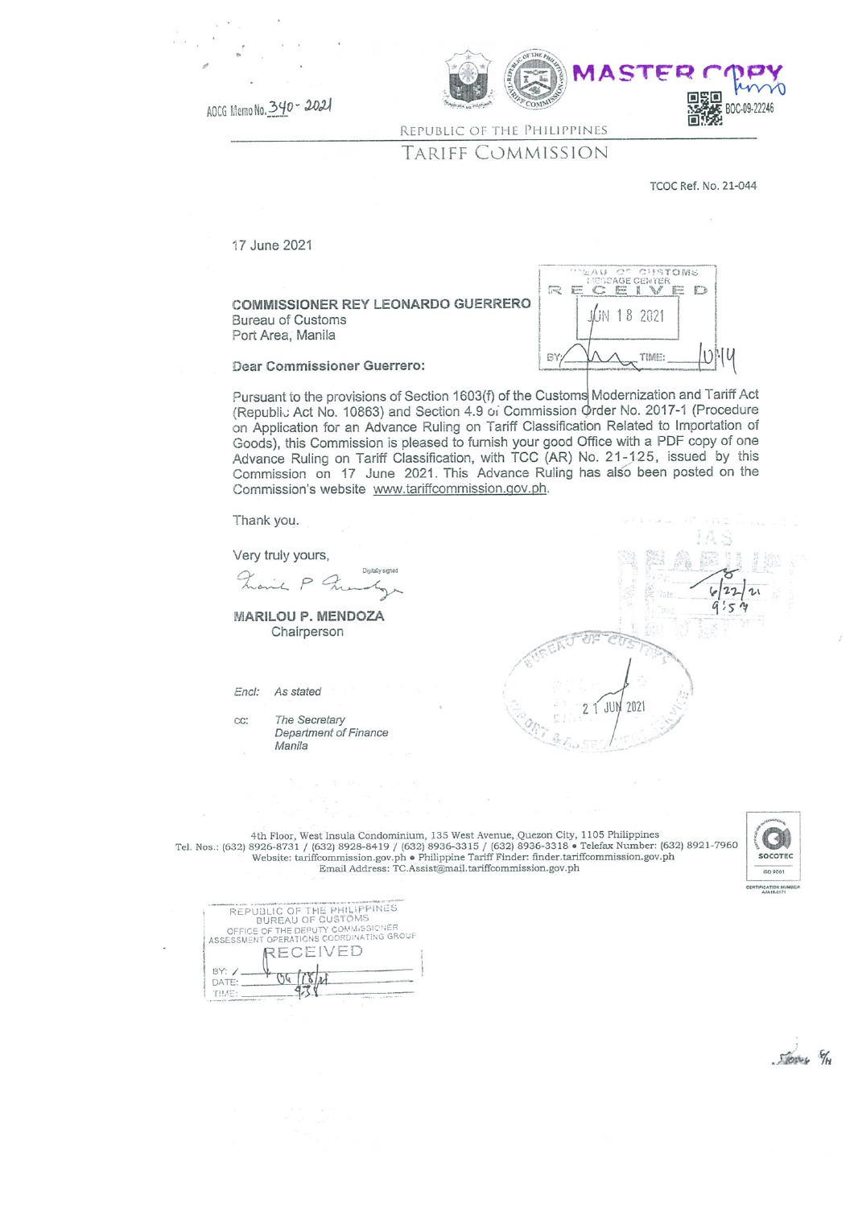AOCG Memo No. 340-2021

MASTER COPY

BOC-09-22246

REPUBLIC OF THE PHILIPPINES

# TARIFF COMMISSION

TCOC Ref. No. 21-044

17 June 2021

BUREAU OF CUSTOMS
MESSAGE CENTER
RECEIVED
JUN 18 2021
BY: TIME: 10:14

**COMMISSIONER REY LEONARDO GUERRERO**
Bureau of Customs
Port Area, Manila

**Dear Commissioner Guerrero:**

Pursuant to the provisions of Section 1603(f) of the Customs Modernization and Tariff Act (Republic Act No. 10863) and Section 4.9 of Commission Order No. 2017-1 (Procedure on Application for an Advance Ruling on Tariff Classification Related to Importation of Goods), this Commission is pleased to furnish your good Office with a PDF copy of one Advance Ruling on Tariff Classification, with TCC (AR) No. 21-125, issued by this Commission on 17 June 2021. This Advance Ruling has also been posted on the Commission's website www.tariffcommission.gov.ph.

Thank you.

Very truly yours,

Digitally signed

**MARILOU P. MENDOZA**
Chairperson

*Encl: As stated*

cc: *The Secretary*
*Department of Finance*
*Manila*

6/22/21
9:54

BUREAU OF CUSTOMS
21 JUN 2021

4th Floor, West Insula Condominium, 135 West Avenue, Quezon City, 1105 Philippines
Tel. Nos.: (632) 8926-8731 / (632) 8928-8419 / (632) 8936-3315 / (632) 8936-3318 • Telefax Number: (632) 8921-7960
Website: tariffcommission.gov.ph • Philippine Tariff Finder: finder.tariffcommission.gov.ph
Email Address: TC.Assist@mail.tariffcommission.gov.ph

SOCOTEC ISO 9001

REPUBLIC OF THE PHILIPPINES
BUREAU OF CUSTOMS
OFFICE OF THE DEPUTY COMMISSIONER
ASSESSMENT OPERATIONS COORDINATING GROUP
RECEIVED
BY:
DATE: 06/18/21
TIME: 4:38